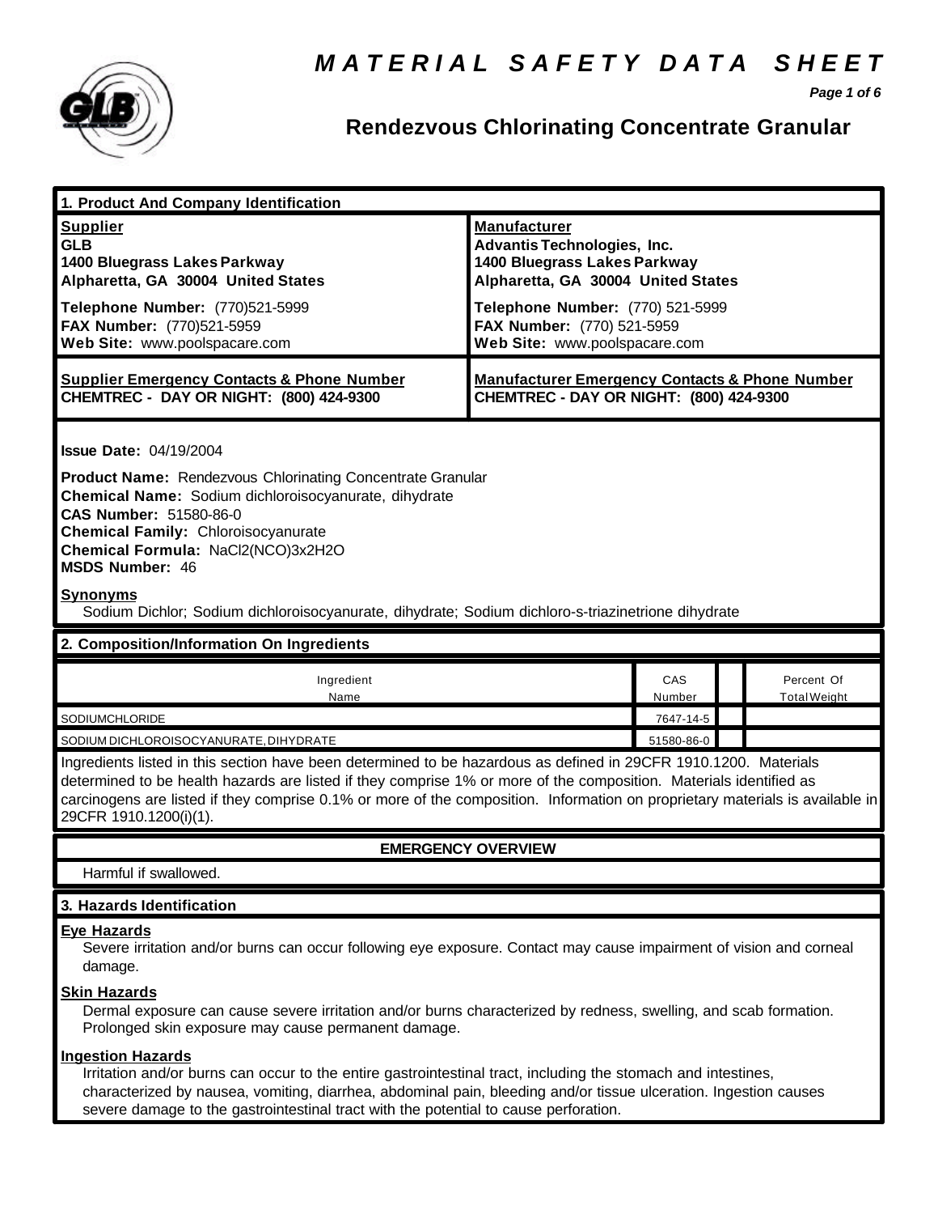# MATERIAL SAFETY DATA SHEET

## Rendezvous Chlorinating Concentrate Granular

### 1. Product And Company Identification

| **Supplier** | **Manufacturer** |
|---|---|
| **GLB**<br>**1400 Bluegrass Lakes Parkway**<br>**Alpharetta, GA 30004 United States** | **Advantis Technologies, Inc.**<br>**1400 Bluegrass Lakes Parkway**<br>**Alpharetta, GA 30004 United States** |
| **Telephone Number:** (770)521-5999<br>**FAX Number:** (770)521-5959<br>**Web Site:** www.poolspacare.com | **Telephone Number:** (770) 521-5999<br>**FAX Number:** (770) 521-5959<br>**Web Site:** www.poolspacare.com |
| **Supplier Emergency Contacts & Phone Number**<br>**CHEMTREC - DAY OR NIGHT: (800) 424-9300** | **Manufacturer Emergency Contacts & Phone Number**<br>**CHEMTREC - DAY OR NIGHT: (800) 424-9300** |

**Issue Date:** 04/19/2004

**Product Name:** Rendezvous Chlorinating Concentrate Granular
**Chemical Name:** Sodium dichloroisocyanurate, dihydrate
**CAS Number:** 51580-86-0
**Chemical Family:** Chloroisocyanurate
**Chemical Formula:** NaCl2(NCO)3x2H2O
**MSDS Number:** 46

**Synonyms**

Sodium Dichlor; Sodium dichloroisocyanurate, dihydrate; Sodium dichloro-s-triazinetrione dihydrate

### 2. Composition/Information On Ingredients

| Ingredient Name | CAS Number | | Percent Of Total Weight |
|---|---|---|---|
| SODIUMCHLORIDE | 7647-14-5 | | |
| SODIUM DICHLOROISOCYANURATE, DIHYDRATE | 51580-86-0 | | |

Ingredients listed in this section have been determined to be hazardous as defined in 29CFR 1910.1200. Materials determined to be health hazards are listed if they comprise 1% or more of the composition. Materials identified as carcinogens are listed if they comprise 0.1% or more of the composition. Information on proprietary materials is available in 29CFR 1910.1200(i)(1).

**EMERGENCY OVERVIEW**

Harmful if swallowed.

### 3. Hazards Identification

**Eye Hazards**

Severe irritation and/or burns can occur following eye exposure. Contact may cause impairment of vision and corneal damage.

**Skin Hazards**

Dermal exposure can cause severe irritation and/or burns characterized by redness, swelling, and scab formation. Prolonged skin exposure may cause permanent damage.

**Ingestion Hazards**

Irritation and/or burns can occur to the entire gastrointestinal tract, including the stomach and intestines, characterized by nausea, vomiting, diarrhea, abdominal pain, bleeding and/or tissue ulceration. Ingestion causes severe damage to the gastrointestinal tract with the potential to cause perforation.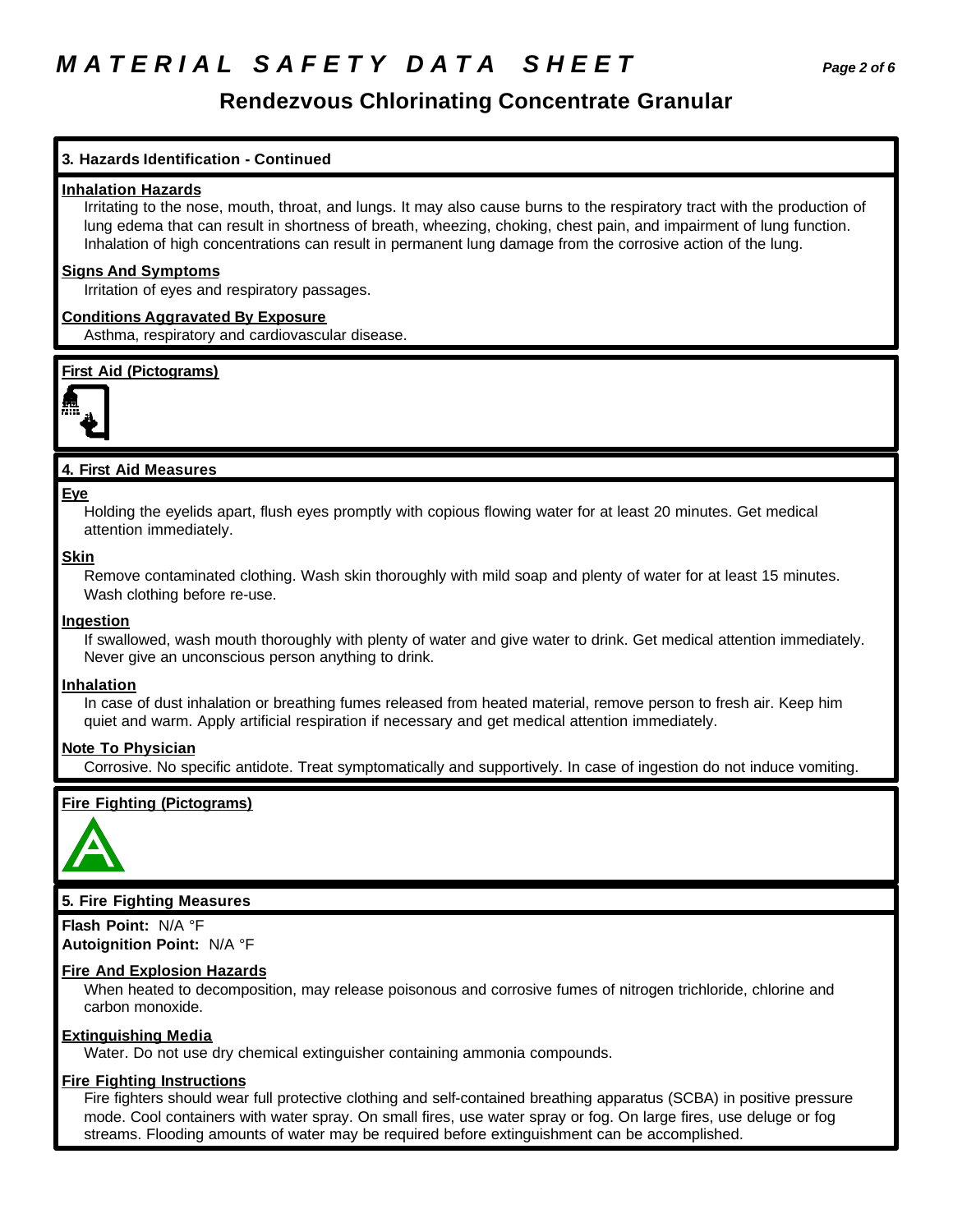# MATERIAL SAFETY DATA SHEET

## Rendezvous Chlorinating Concentrate Granular

### 3. Hazards Identification - Continued

**Inhalation Hazards**

Irritating to the nose, mouth, throat, and lungs. It may also cause burns to the respiratory tract with the production of lung edema that can result in shortness of breath, wheezing, choking, chest pain, and impairment of lung function. Inhalation of high concentrations can result in permanent lung damage from the corrosive action of the lung.

**Signs And Symptoms**

Irritation of eyes and respiratory passages.

**Conditions Aggravated By Exposure**

Asthma, respiratory and cardiovascular disease.

**First Aid (Pictograms)**

### 4. First Aid Measures

**Eye**

Holding the eyelids apart, flush eyes promptly with copious flowing water for at least 20 minutes. Get medical attention immediately.

**Skin**

Remove contaminated clothing. Wash skin thoroughly with mild soap and plenty of water for at least 15 minutes. Wash clothing before re-use.

**Ingestion**

If swallowed, wash mouth thoroughly with plenty of water and give water to drink. Get medical attention immediately. Never give an unconscious person anything to drink.

**Inhalation**

In case of dust inhalation or breathing fumes released from heated material, remove person to fresh air. Keep him quiet and warm. Apply artificial respiration if necessary and get medical attention immediately.

**Note To Physician**

Corrosive. No specific antidote. Treat symptomatically and supportively. In case of ingestion do not induce vomiting.

**Fire Fighting (Pictograms)**

### 5. Fire Fighting Measures

**Flash Point:** N/A °F
**Autoignition Point:** N/A °F

**Fire And Explosion Hazards**

When heated to decomposition, may release poisonous and corrosive fumes of nitrogen trichloride, chlorine and carbon monoxide.

**Extinguishing Media**

Water. Do not use dry chemical extinguisher containing ammonia compounds.

**Fire Fighting Instructions**

Fire fighters should wear full protective clothing and self-contained breathing apparatus (SCBA) in positive pressure mode. Cool containers with water spray. On small fires, use water spray or fog. On large fires, use deluge or fog streams. Flooding amounts of water may be required before extinguishment can be accomplished.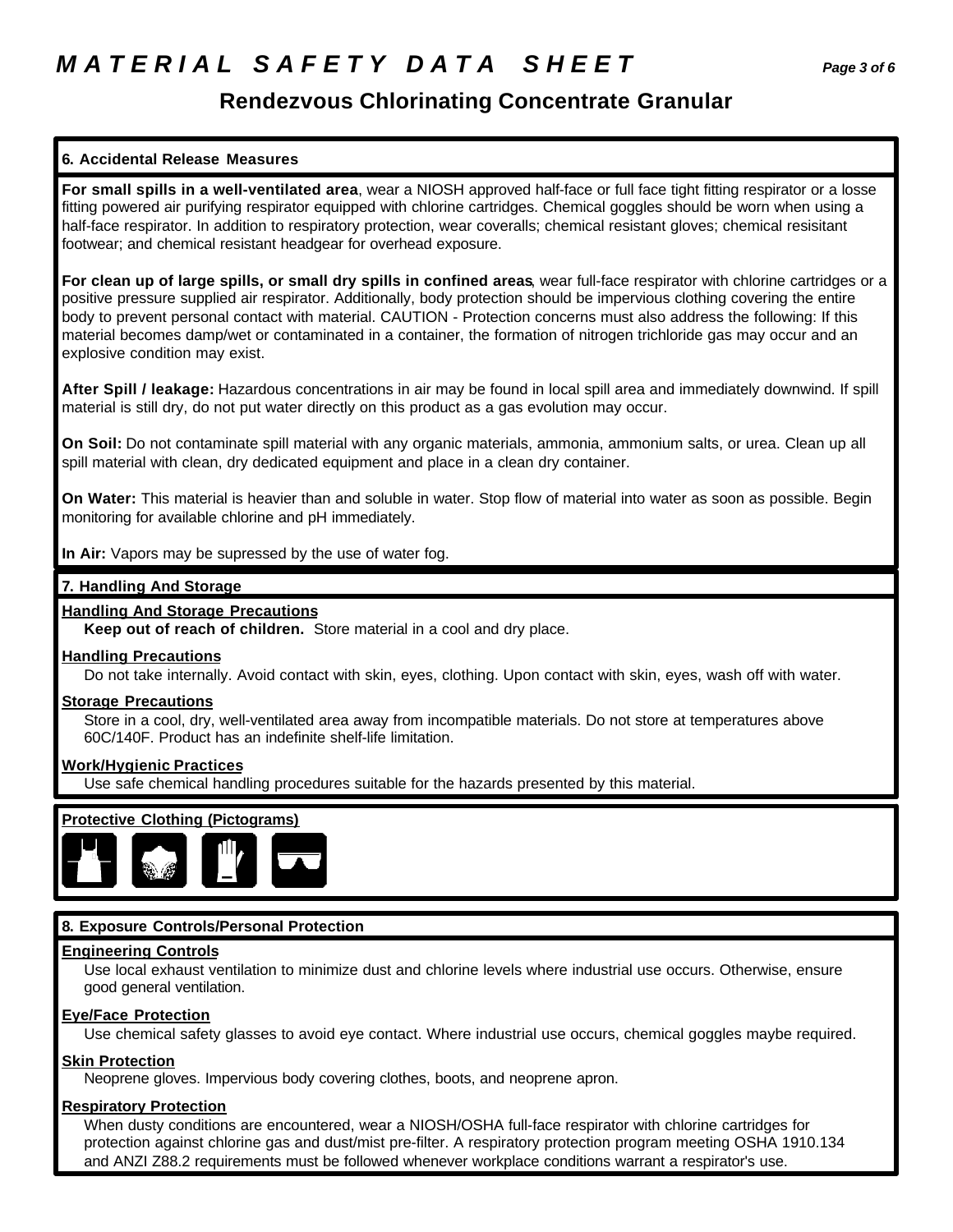# MATERIAL SAFETY DATA SHEET

## Rendezvous Chlorinating Concentrate Granular

### 6. Accidental Release Measures

**For small spills in a well-ventilated area**, wear a NIOSH approved half-face or full face tight fitting respirator or a losse fitting powered air purifying respirator equipped with chlorine cartridges. Chemical goggles should be worn when using a half-face respirator. In addition to respiratory protection, wear coveralls; chemical resistant gloves; chemical resisitant footwear; and chemical resistant headgear for overhead exposure.

**For clean up of large spills, or small dry spills in confined areas**, wear full-face respirator with chlorine cartridges or a positive pressure supplied air respirator. Additionally, body protection should be impervious clothing covering the entire body to prevent personal contact with material. CAUTION - Protection concerns must also address the following: If this material becomes damp/wet or contaminated in a container, the formation of nitrogen trichloride gas may occur and an explosive condition may exist.

**After Spill / leakage:** Hazardous concentrations in air may be found in local spill area and immediately downwind. If spill material is still dry, do not put water directly on this product as a gas evolution may occur.

**On Soil:** Do not contaminate spill material with any organic materials, ammonia, ammonium salts, or urea. Clean up all spill material with clean, dry dedicated equipment and place in a clean dry container.

**On Water:** This material is heavier than and soluble in water. Stop flow of material into water as soon as possible. Begin monitoring for available chlorine and pH immediately.

**In Air:** Vapors may be supressed by the use of water fog.

### 7. Handling And Storage

**Handling And Storage Precautions**

**Keep out of reach of children.** Store material in a cool and dry place.

**Handling Precautions**

Do not take internally. Avoid contact with skin, eyes, clothing. Upon contact with skin, eyes, wash off with water.

**Storage Precautions**

Store in a cool, dry, well-ventilated area away from incompatible materials. Do not store at temperatures above 60C/140F. Product has an indefinite shelf-life limitation.

**Work/Hygienic Practices**

Use safe chemical handling procedures suitable for the hazards presented by this material.

**Protective Clothing (Pictograms)**

### 8. Exposure Controls/Personal Protection

**Engineering Controls**

Use local exhaust ventilation to minimize dust and chlorine levels where industrial use occurs. Otherwise, ensure good general ventilation.

**Eye/Face Protection**

Use chemical safety glasses to avoid eye contact. Where industrial use occurs, chemical goggles maybe required.

**Skin Protection**

Neoprene gloves. Impervious body covering clothes, boots, and neoprene apron.

**Respiratory Protection**

When dusty conditions are encountered, wear a NIOSH/OSHA full-face respirator with chlorine cartridges for protection against chlorine gas and dust/mist pre-filter. A respiratory protection program meeting OSHA 1910.134 and ANZI Z88.2 requirements must be followed whenever workplace conditions warrant a respirator's use.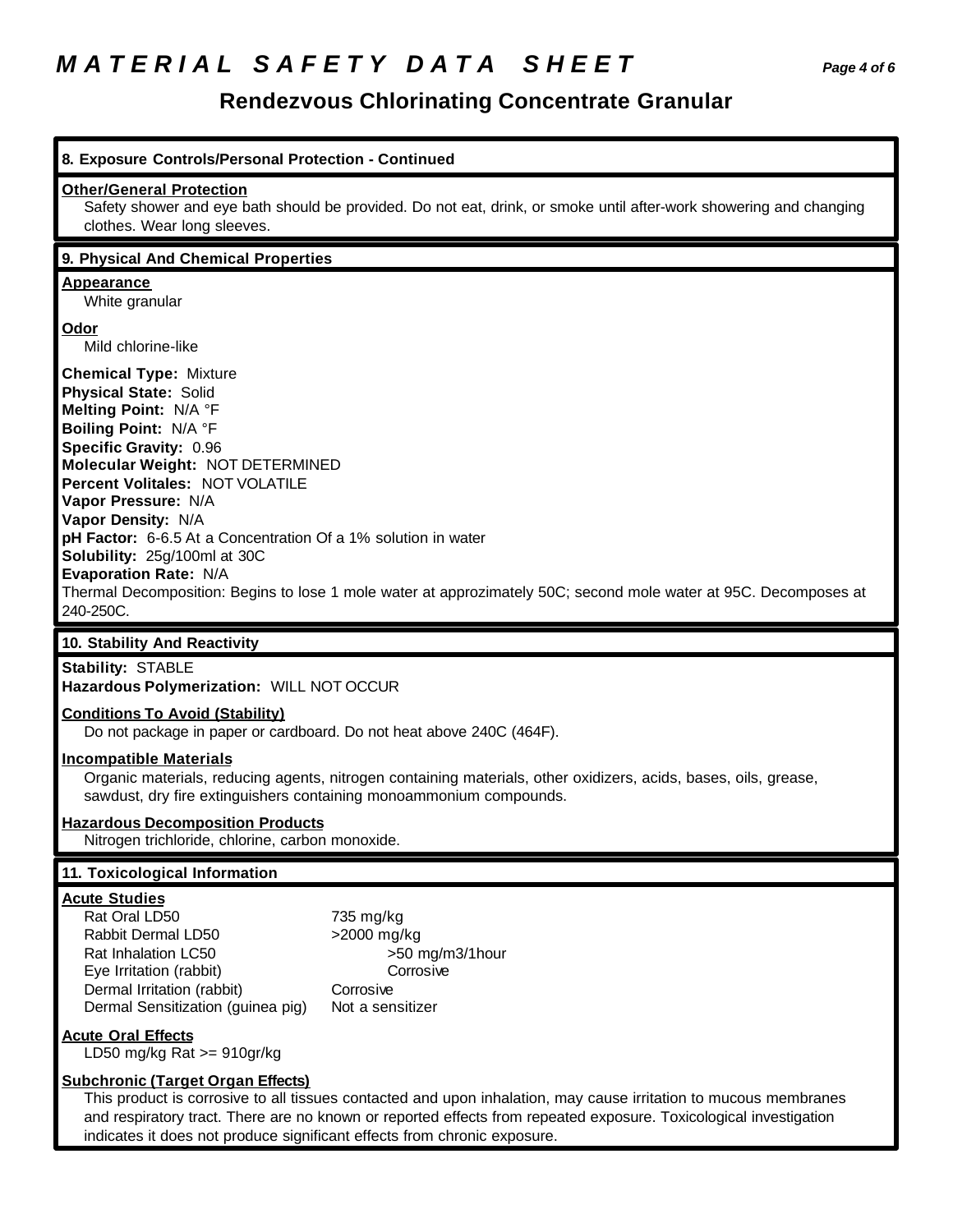# MATERIAL SAFETY DATA SHEET

## Rendezvous Chlorinating Concentrate Granular

### 8. Exposure Controls/Personal Protection - Continued

**Other/General Protection**

Safety shower and eye bath should be provided. Do not eat, drink, or smoke until after-work showering and changing clothes. Wear long sleeves.

### 9. Physical And Chemical Properties

**Appearance**

White granular

**Odor**

Mild chlorine-like

**Chemical Type:** Mixture
**Physical State:** Solid
**Melting Point:** N/A °F
**Boiling Point:** N/A °F
**Specific Gravity:** 0.96
**Molecular Weight:** NOT DETERMINED
**Percent Volitales:** NOT VOLATILE
**Vapor Pressure:** N/A
**Vapor Density:** N/A
**pH Factor:** 6-6.5 At a Concentration Of a 1% solution in water
**Solubility:** 25g/100ml at 30C
**Evaporation Rate:** N/A
Thermal Decomposition: Begins to lose 1 mole water at approzimately 50C; second mole water at 95C. Decomposes at 240-250C.

### 10. Stability And Reactivity

**Stability:** STABLE
**Hazardous Polymerization:** WILL NOT OCCUR

**Conditions To Avoid (Stability)**

Do not package in paper or cardboard. Do not heat above 240C (464F).

**Incompatible Materials**

Organic materials, reducing agents, nitrogen containing materials, other oxidizers, acids, bases, oils, grease, sawdust, dry fire extinguishers containing monoammonium compounds.

**Hazardous Decomposition Products**

Nitrogen trichloride, chlorine, carbon monoxide.

### 11. Toxicological Information

**Acute Studies**

| | |
|---|---|
| Rat Oral LD50 | 735 mg/kg |
| Rabbit Dermal LD50 | >2000 mg/kg |
| Rat Inhalation LC50 | >50 mg/m3/1hour |
| Eye Irritation (rabbit) | Corrosive |
| Dermal Irritation (rabbit) | Corrosive |
| Dermal Sensitization (guinea pig) | Not a sensitizer |

**Acute Oral Effects**

LD50 mg/kg Rat >= 910gr/kg

**Subchronic (Target Organ Effects)**

This product is corrosive to all tissues contacted and upon inhalation, may cause irritation to mucous membranes and respiratory tract. There are no known or reported effects from repeated exposure. Toxicological investigation indicates it does not produce significant effects from chronic exposure.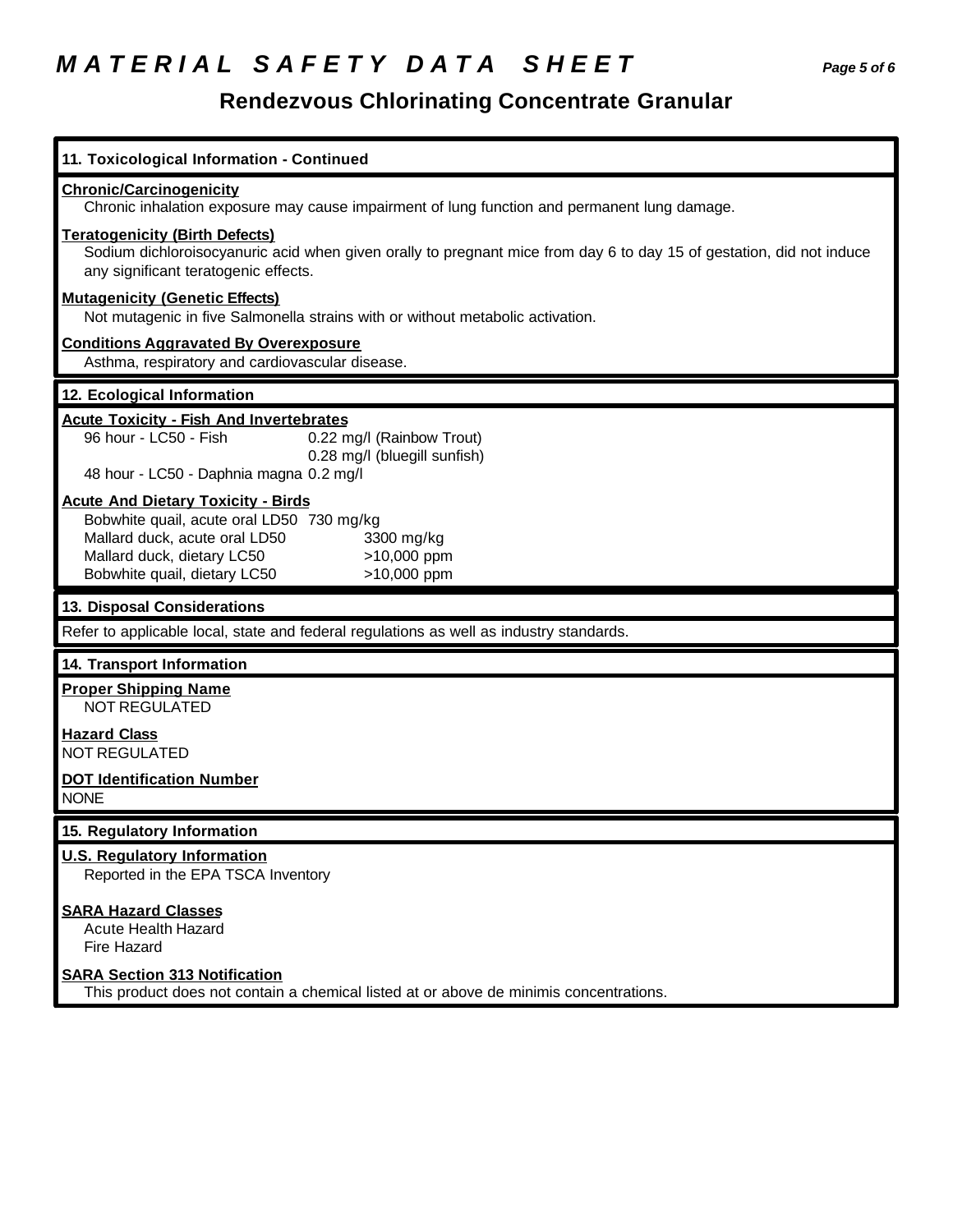# MATERIAL SAFETY DATA SHEET

## Rendezvous Chlorinating Concentrate Granular

### 11. Toxicological Information - Continued

**Chronic/Carcinogenicity**

Chronic inhalation exposure may cause impairment of lung function and permanent lung damage.

**Teratogenicity (Birth Defects)**

Sodium dichloroisocyanuric acid when given orally to pregnant mice from day 6 to day 15 of gestation, did not induce any significant teratogenic effects.

**Mutagenicity (Genetic Effects)**

Not mutagenic in five Salmonella strains with or without metabolic activation.

**Conditions Aggravated By Overexposure**

Asthma, respiratory and cardiovascular disease.

### 12. Ecological Information

**Acute Toxicity - Fish And Invertebrates**

| | |
|---|---|
| 96 hour - LC50 - Fish | 0.22 mg/l (Rainbow Trout) |
| | 0.28 mg/l (bluegill sunfish) |
| 48 hour - LC50 - Daphnia magna | 0.2 mg/l |

**Acute And Dietary Toxicity - Birds**

| | |
|---|---|
| Bobwhite quail, acute oral LD50 | 730 mg/kg |
| Mallard duck, acute oral LD50 | 3300 mg/kg |
| Mallard duck, dietary LC50 | >10,000 ppm |
| Bobwhite quail, dietary LC50 | >10,000 ppm |

### 13. Disposal Considerations

Refer to applicable local, state and federal regulations as well as industry standards.

### 14. Transport Information

**Proper Shipping Name**

NOT REGULATED

**Hazard Class**

NOT REGULATED

**DOT Identification Number**

NONE

### 15. Regulatory Information

**U.S. Regulatory Information**

Reported in the EPA TSCA Inventory

**SARA Hazard Classes**

Acute Health Hazard
Fire Hazard

**SARA Section 313 Notification**

This product does not contain a chemical listed at or above de minimis concentrations.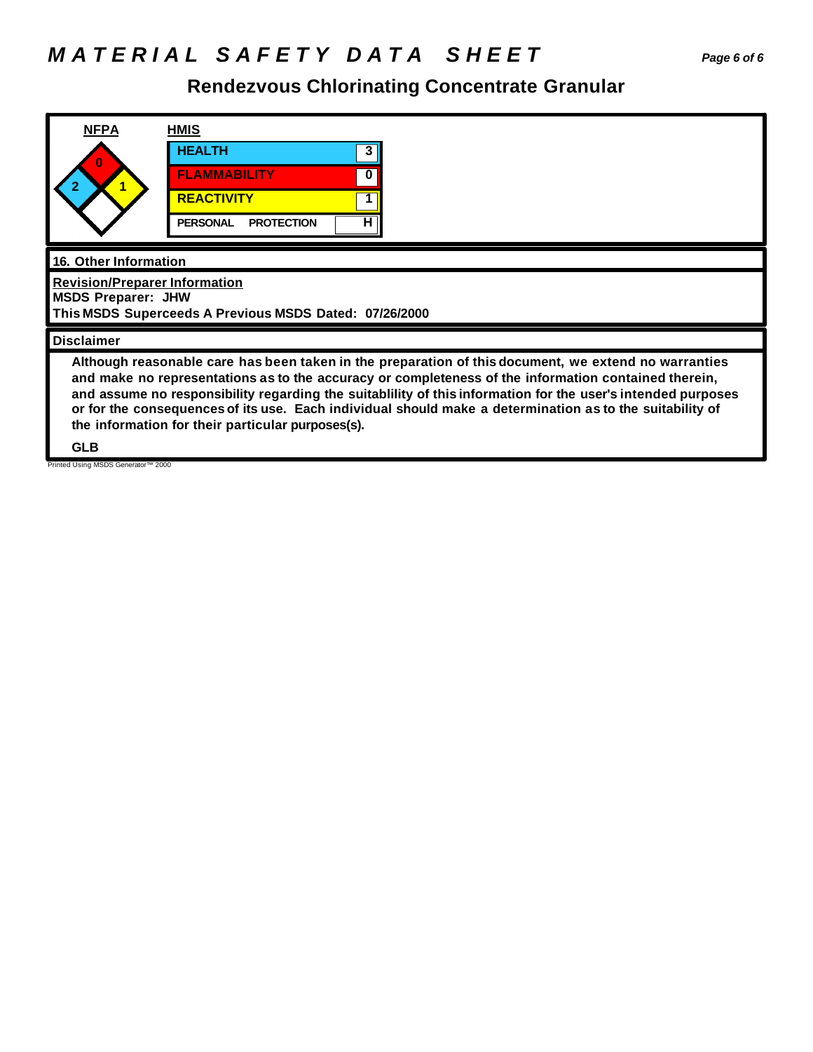# MATERIAL SAFETY DATA SHEET

## Rendezvous Chlorinating Concentrate Granular

**NFPA**

0
2
1

**HMIS**

| | |
|---|---|
| HEALTH | 3 |
| FLAMMABILITY | 0 |
| REACTIVITY | 1 |
| PERSONAL PROTECTION | H |

### 16. Other Information

**Revision/Preparer Information**

**MSDS Preparer: JHW**

**This MSDS Superceeds A Previous MSDS Dated: 07/26/2000**

### Disclaimer

**Although reasonable care has been taken in the preparation of this document, we extend no warranties and make no representations as to the accuracy or completeness of the information contained therein, and assume no responsibility regarding the suitablility of this information for the user's intended purposes or for the consequences of its use. Each individual should make a determination as to the suitability of the information for their particular purposes(s).**

**GLB**

Printed Using MSDS Generator™ 2000